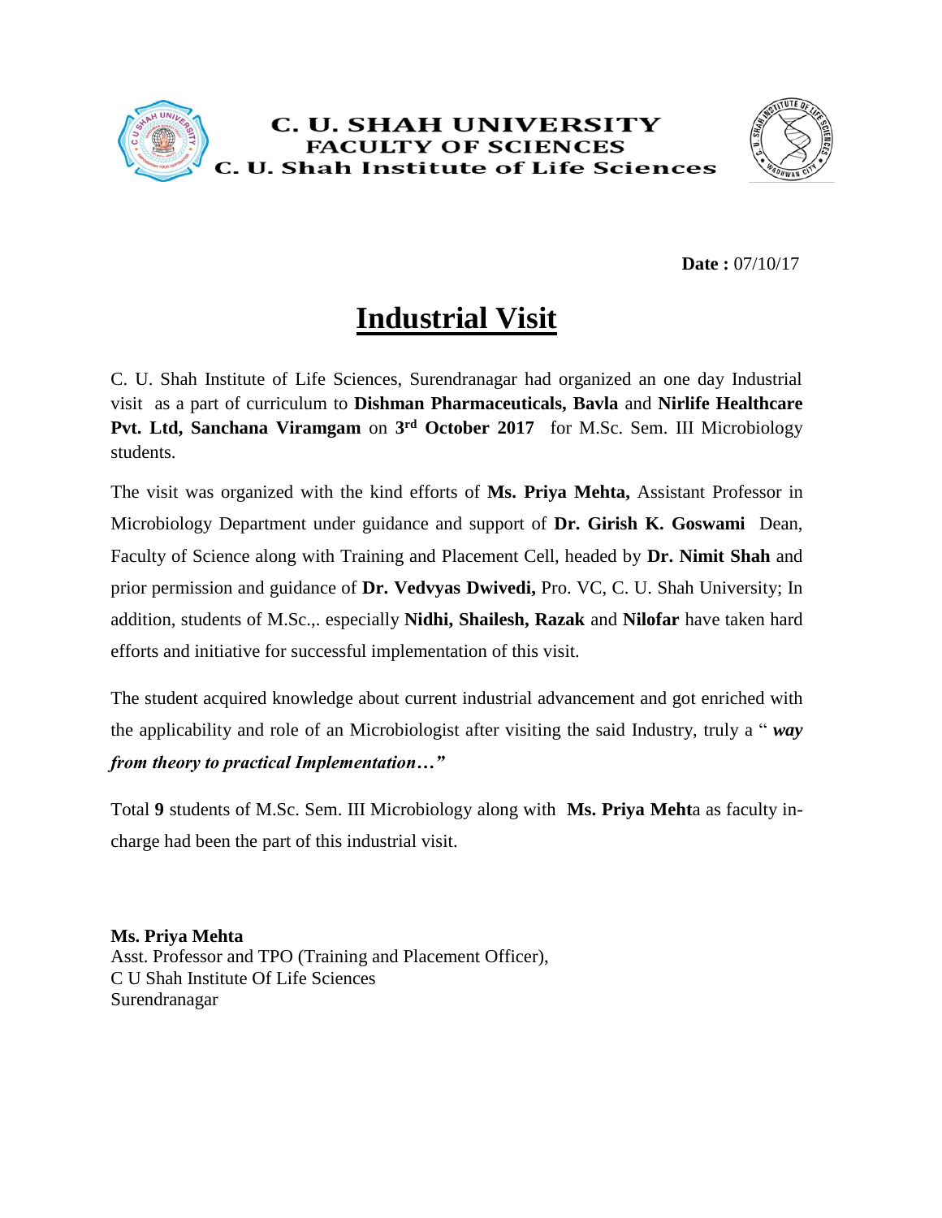**C. U. SHAH UNIVERSITY**
**FACULTY OF SCIENCES**
**C. U. Shah Institute of Life Sciences**

**Date :** 07/10/17

# Industrial Visit

C. U. Shah Institute of Life Sciences, Surendranagar had organized an one day Industrial visit as a part of curriculum to **Dishman Pharmaceuticals, Bavla** and **Nirlife Healthcare Pvt. Ltd, Sanchana Viramgam** on **3rd October 2017** for M.Sc. Sem. III Microbiology students.

The visit was organized with the kind efforts of **Ms. Priya Mehta,** Assistant Professor in Microbiology Department under guidance and support of **Dr. Girish K. Goswami** Dean, Faculty of Science along with Training and Placement Cell, headed by **Dr. Nimit Shah** and prior permission and guidance of **Dr. Vedvyas Dwivedi,** Pro. VC, C. U. Shah University; In addition, students of M.Sc.,. especially **Nidhi, Shailesh, Razak** and **Nilofar** have taken hard efforts and initiative for successful implementation of this visit.

The student acquired knowledge about current industrial advancement and got enriched with the applicability and role of an Microbiologist after visiting the said Industry, truly a " ***way from theory to practical Implementation…"***

Total **9** students of M.Sc. Sem. III Microbiology along with **Ms. Priya Meht**a as faculty in-charge had been the part of this industrial visit.

**Ms. Priya Mehta**
Asst. Professor and TPO (Training and Placement Officer),
C U Shah Institute Of Life Sciences
Surendranagar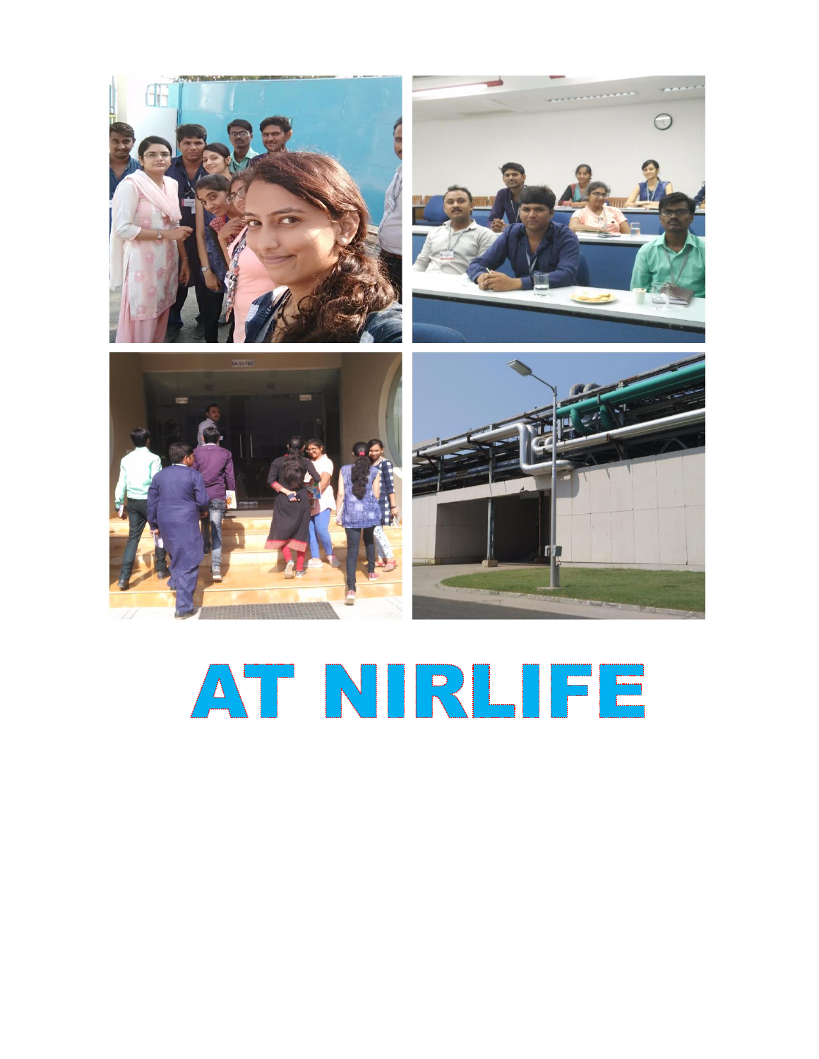# AT NIRLIFE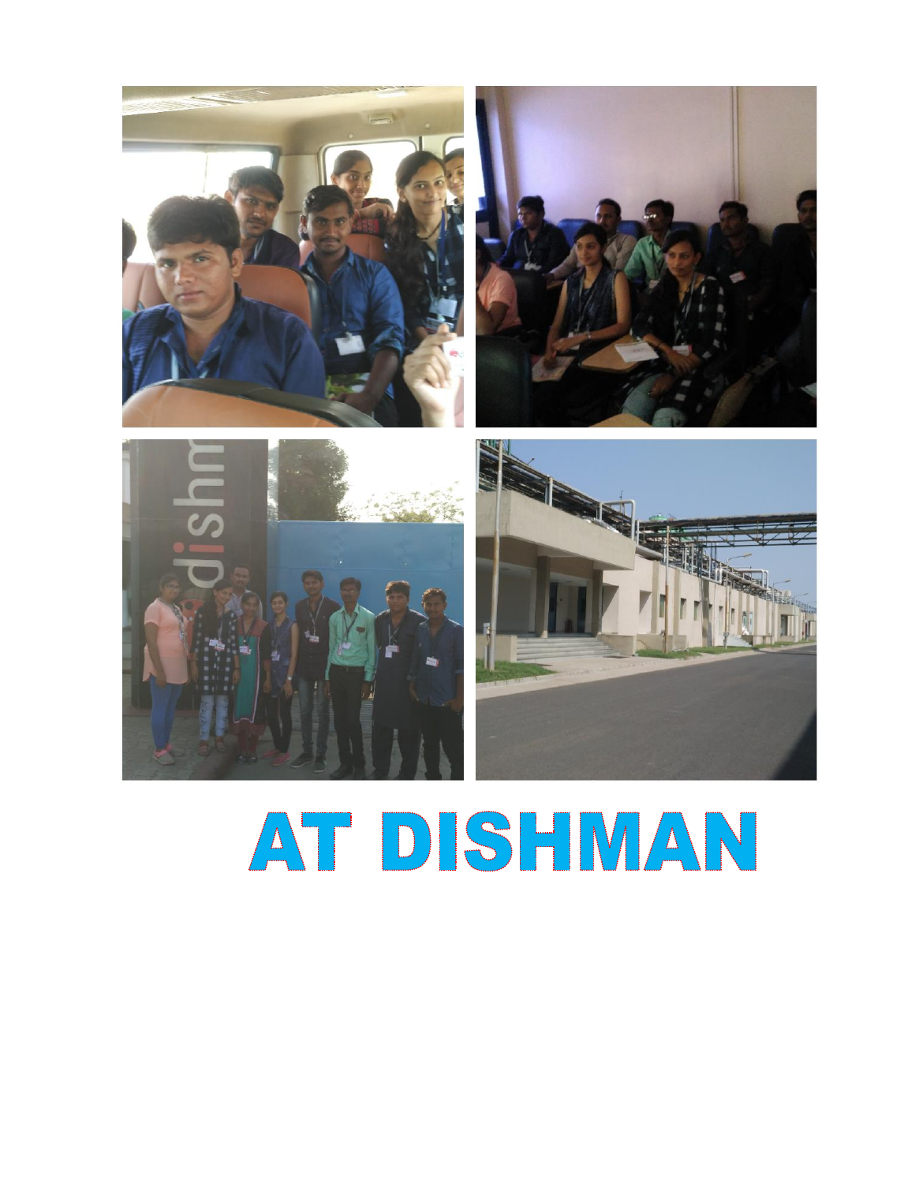# AT DISHMAN